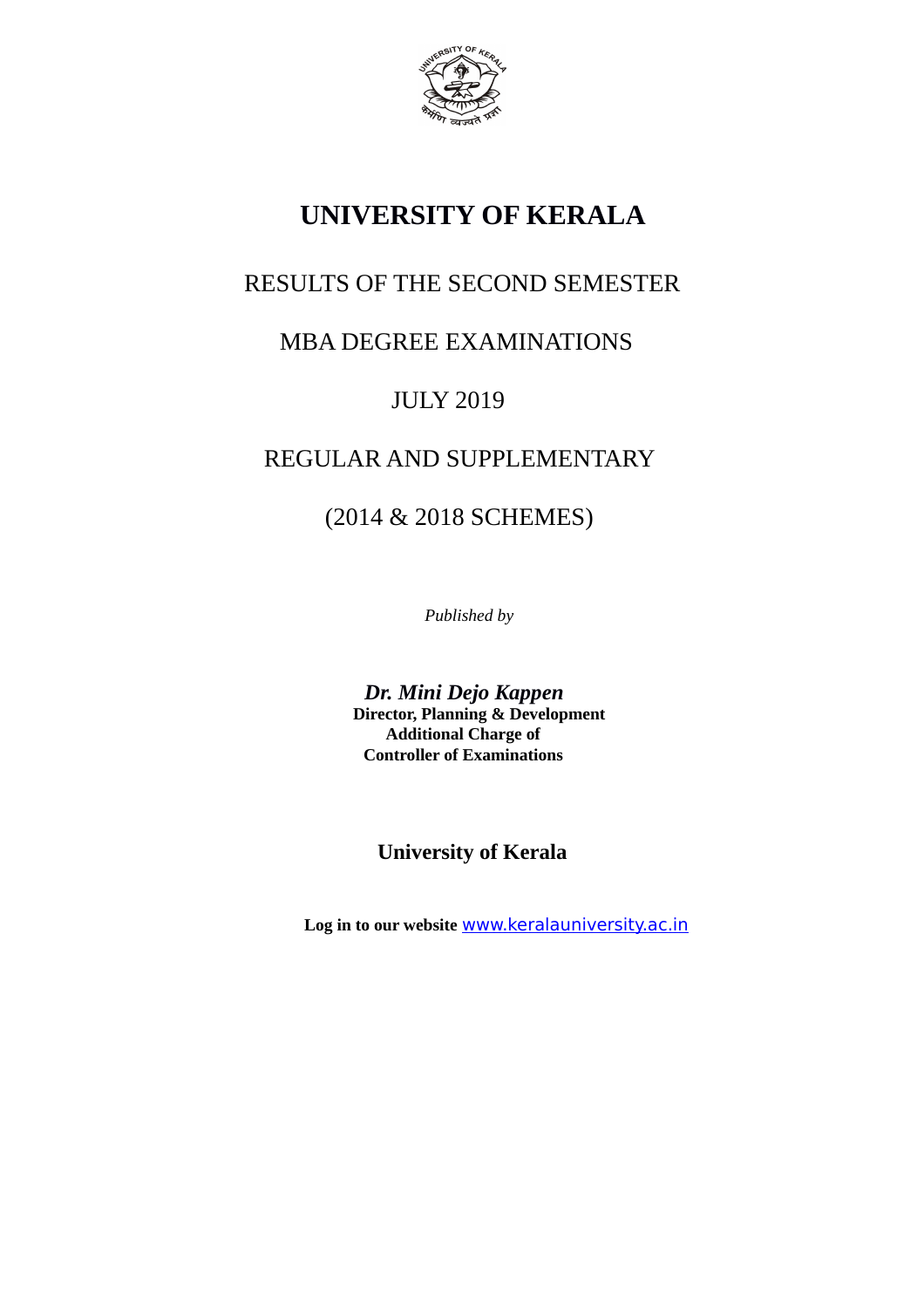# UNIVERSITY OF KERALA

RESULTS OF THE SECOND SEMESTER

MBA DEGREE EXAMINATIONS

JULY 2019

REGULAR AND SUPPLEMENTARY

(2014 & 2018 SCHEMES)

*Published by*

***Dr. Mini Dejo Kappen***
**Director, Planning & Development**
**Additional Charge of**
**Controller of Examinations**

**University of Kerala**

**Log in to our website** www.keralauniversity.ac.in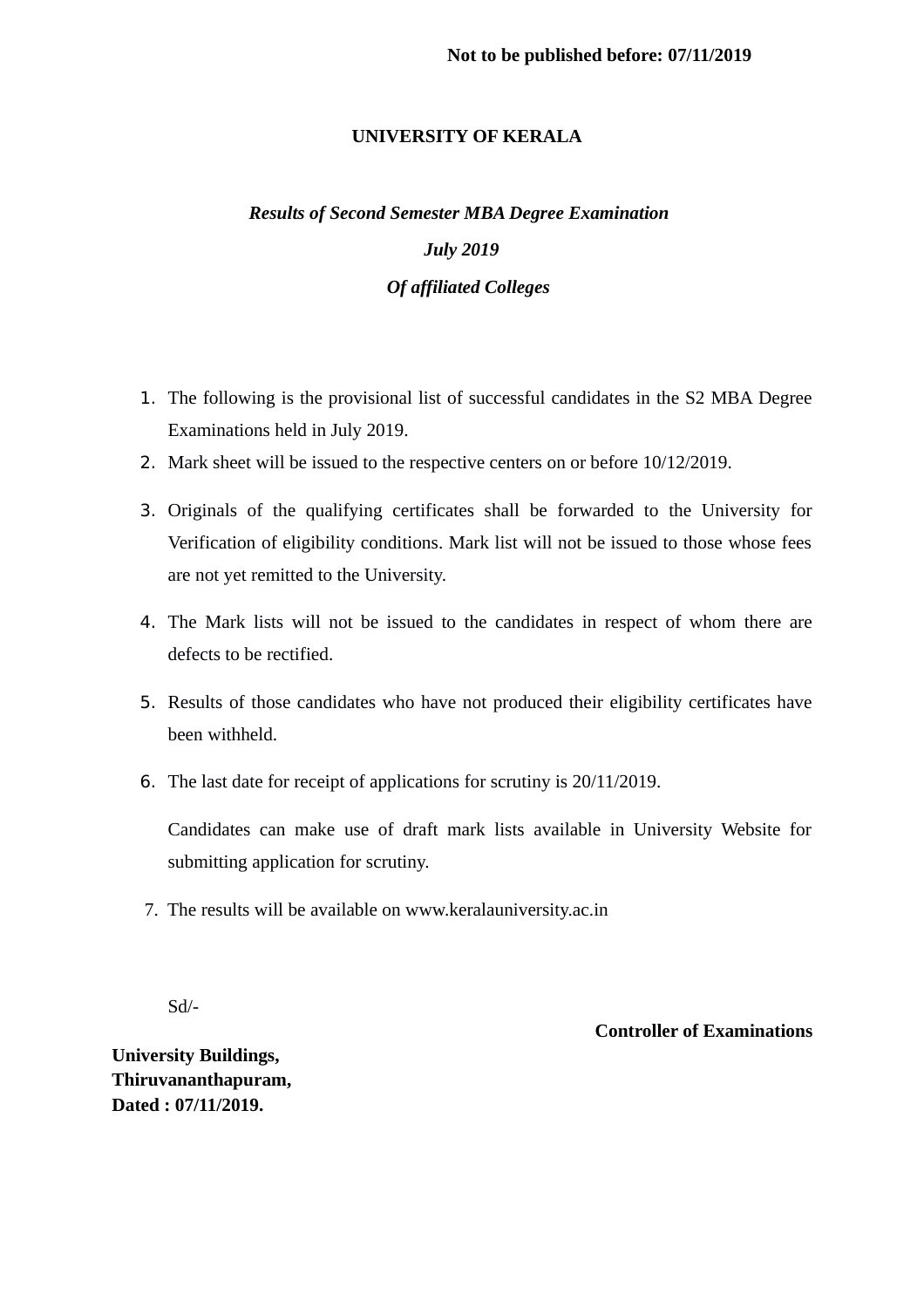**Not to be published before: 07/11/2019**

# UNIVERSITY OF KERALA

***Results of Second Semester MBA Degree Examination***

***July 2019***

***Of affiliated Colleges***

1. The following is the provisional list of successful candidates in the S2 MBA Degree Examinations held in July 2019.
2. Mark sheet will be issued to the respective centers on or before 10/12/2019.
3. Originals of the qualifying certificates shall be forwarded to the University for Verification of eligibility conditions. Mark list will not be issued to those whose fees are not yet remitted to the University.
4. The Mark lists will not be issued to the candidates in respect of whom there are defects to be rectified.
5. Results of those candidates who have not produced their eligibility certificates have been withheld.
6. The last date for receipt of applications for scrutiny is 20/11/2019.

   Candidates can make use of draft mark lists available in University Website for submitting application for scrutiny.

7. The results will be available on www.keralauniversity.ac.in

Sd/-

**Controller of Examinations**

**University Buildings,**
**Thiruvananthapuram,**
**Dated : 07/11/2019.**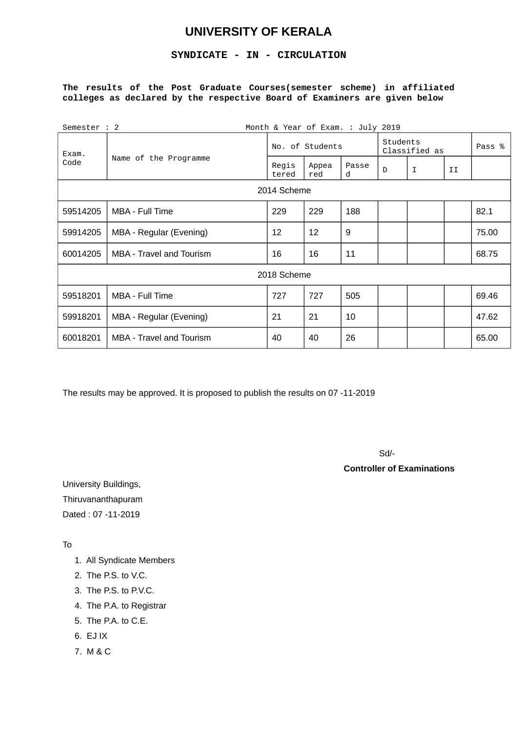# UNIVERSITY OF KERALA

## SYNDICATE - IN - CIRCULATION

**The results of the Post Graduate Courses(semester scheme) in affiliated colleges as declared by the respective Board of Examiners are given below**

Semester : 2 Month & Year of Exam. : July 2019

| Exam. Code | Name of the Programme | No. of Students | | | Students Classified as | | | Pass % |
|---|---|---|---|---|---|---|---|---|
| | | Registered | Appeared | Passed | D | I | II | |
| 2014 Scheme | | | | | | | | |
| 59514205 | MBA - Full Time | 229 | 229 | 188 | | | | 82.1 |
| 59914205 | MBA - Regular (Evening) | 12 | 12 | 9 | | | | 75.00 |
| 60014205 | MBA - Travel and Tourism | 16 | 16 | 11 | | | | 68.75 |
| 2018 Scheme | | | | | | | | |
| 59518201 | MBA - Full Time | 727 | 727 | 505 | | | | 69.46 |
| 59918201 | MBA - Regular (Evening) | 21 | 21 | 10 | | | | 47.62 |
| 60018201 | MBA - Travel and Tourism | 40 | 40 | 26 | | | | 65.00 |

The results may be approved. It is proposed to publish the results on 07 -11-2019

Sd/-

**Controller of Examinations**

University Buildings,

Thiruvananthapuram

Dated : 07 -11-2019

To

1. All Syndicate Members
2. The P.S. to V.C.
3. The P.S. to P.V.C.
4. The P.A. to Registrar
5. The P.A. to C.E.
6. EJ IX
7. M & C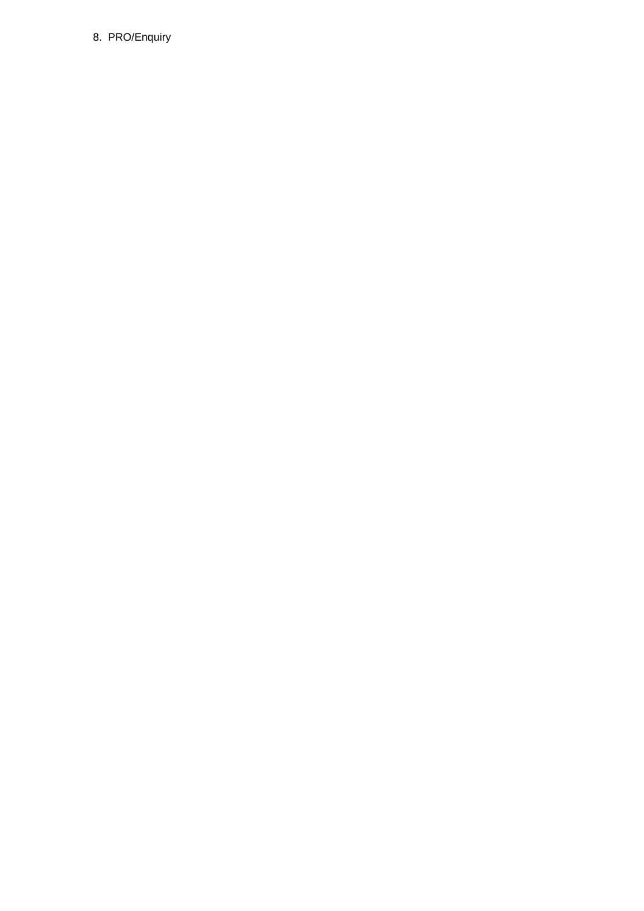8. PRO/Enquiry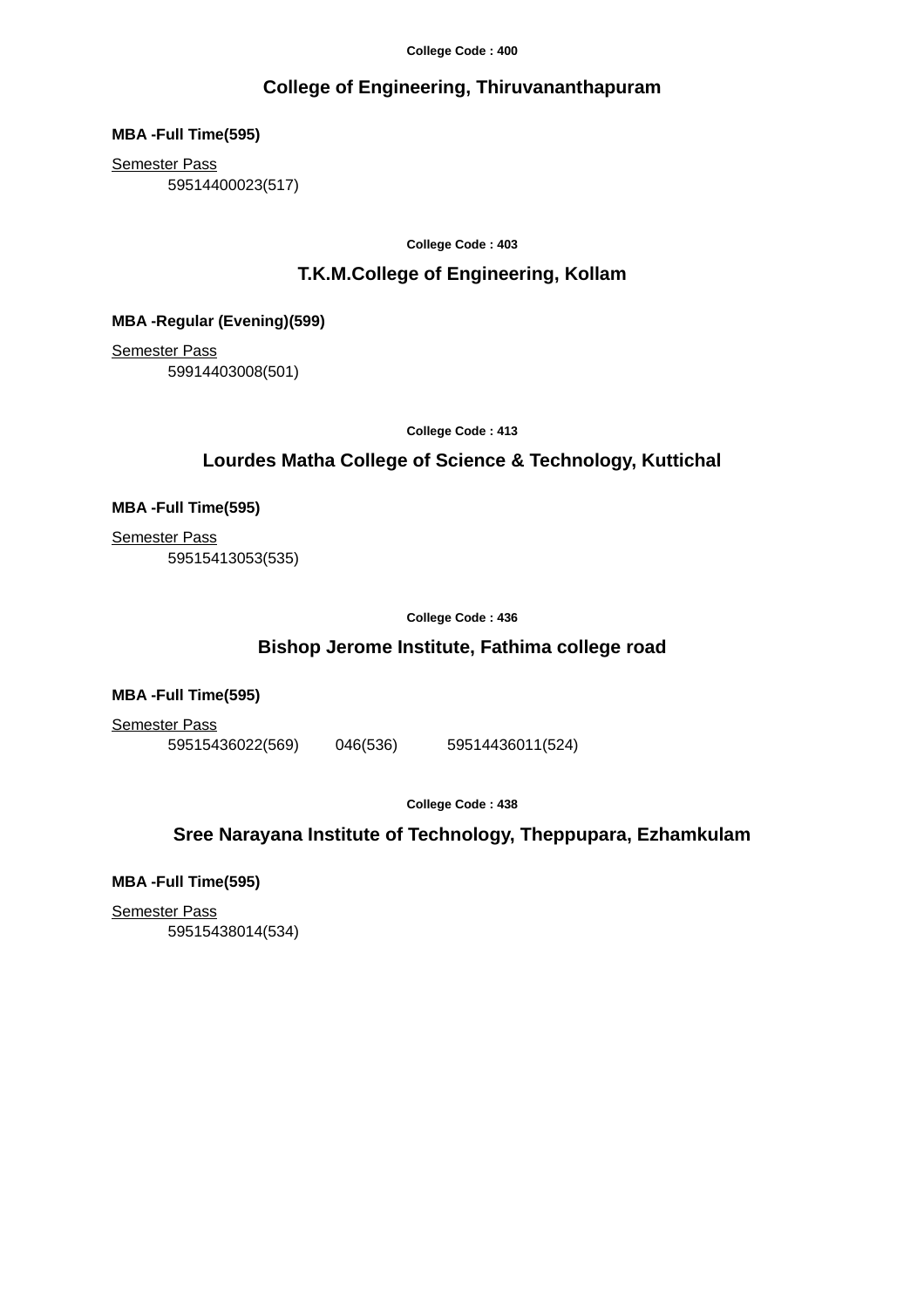College Code : 400

## College of Engineering, Thiruvananthapuram

**MBA -Full Time(595)**

Semester Pass

59514400023(517)

College Code : 403

## T.K.M.College of Engineering, Kollam

**MBA -Regular (Evening)(599)**

Semester Pass

59914403008(501)

College Code : 413

## Lourdes Matha College of Science & Technology, Kuttichal

**MBA -Full Time(595)**

Semester Pass

59515413053(535)

College Code : 436

## Bishop Jerome Institute, Fathima college road

**MBA -Full Time(595)**

Semester Pass

59515436022(569) 046(536) 59514436011(524)

College Code : 438

## Sree Narayana Institute of Technology, Theppupara, Ezhamkulam

**MBA -Full Time(595)**

Semester Pass

59515438014(534)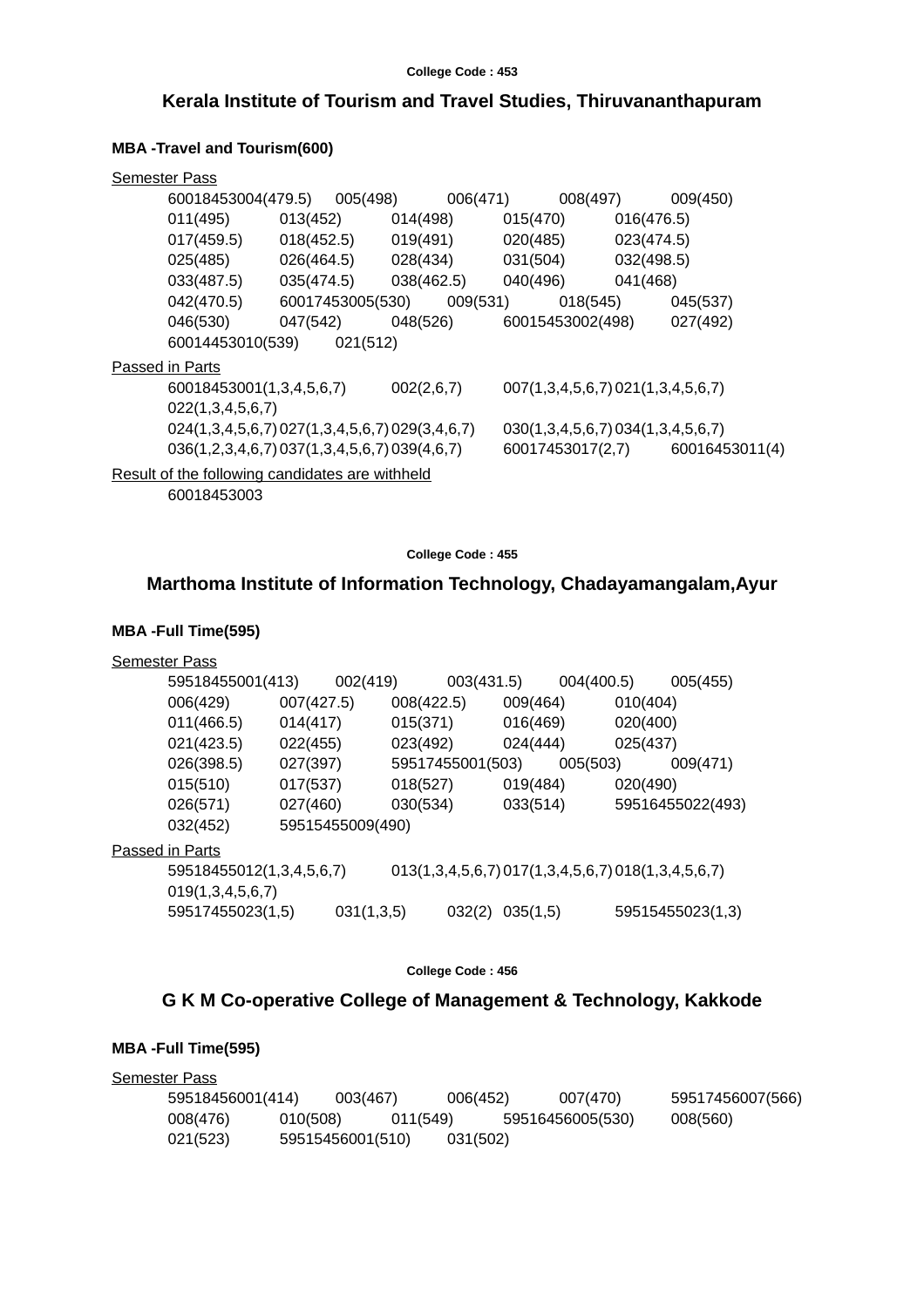College Code : 453

## Kerala Institute of Tourism and Travel Studies, Thiruvananthapuram

**MBA -Travel and Tourism(600)**

Semester Pass

60018453004(479.5) 005(498) 006(471) 008(497) 009(450)
011(495) 013(452) 014(498) 015(470) 016(476.5)
017(459.5) 018(452.5) 019(491) 020(485) 023(474.5)
025(485) 026(464.5) 028(434) 031(504) 032(498.5)
033(487.5) 035(474.5) 038(462.5) 040(496) 041(468)
042(470.5) 60017453005(530) 009(531) 018(545) 045(537)
046(530) 047(542) 048(526) 60015453002(498) 027(492)
60014453010(539) 021(512)

Passed in Parts

60018453001(1,3,4,5,6,7) 002(2,6,7) 007(1,3,4,5,6,7) 021(1,3,4,5,6,7)
022(1,3,4,5,6,7)
024(1,3,4,5,6,7) 027(1,3,4,5,6,7) 029(3,4,6,7) 030(1,3,4,5,6,7) 034(1,3,4,5,6,7)
036(1,2,3,4,6,7) 037(1,3,4,5,6,7) 039(4,6,7) 60017453017(2,7) 60016453011(4)

Result of the following candidates are withheld

60018453003

College Code : 455

## Marthoma Institute of Information Technology, Chadayamangalam,Ayur

**MBA -Full Time(595)**

Semester Pass

59518455001(413) 002(419) 003(431.5) 004(400.5) 005(455)
006(429) 007(427.5) 008(422.5) 009(464) 010(404)
011(466.5) 014(417) 015(371) 016(469) 020(400)
021(423.5) 022(455) 023(492) 024(444) 025(437)
026(398.5) 027(397) 59517455001(503) 005(503) 009(471)
015(510) 017(537) 018(527) 019(484) 020(490)
026(571) 027(460) 030(534) 033(514) 59516455022(493)
032(452) 59515455009(490)

Passed in Parts

59518455012(1,3,4,5,6,7) 013(1,3,4,5,6,7) 017(1,3,4,5,6,7) 018(1,3,4,5,6,7)
019(1,3,4,5,6,7)
59517455023(1,5) 031(1,3,5) 032(2) 035(1,5) 59515455023(1,3)

College Code : 456

## G K M Co-operative College of Management & Technology, Kakkode

**MBA -Full Time(595)**

Semester Pass

59518456001(414) 003(467) 006(452) 007(470) 59517456007(566)
008(476) 010(508) 011(549) 59516456005(530) 008(560)
021(523) 59515456001(510) 031(502)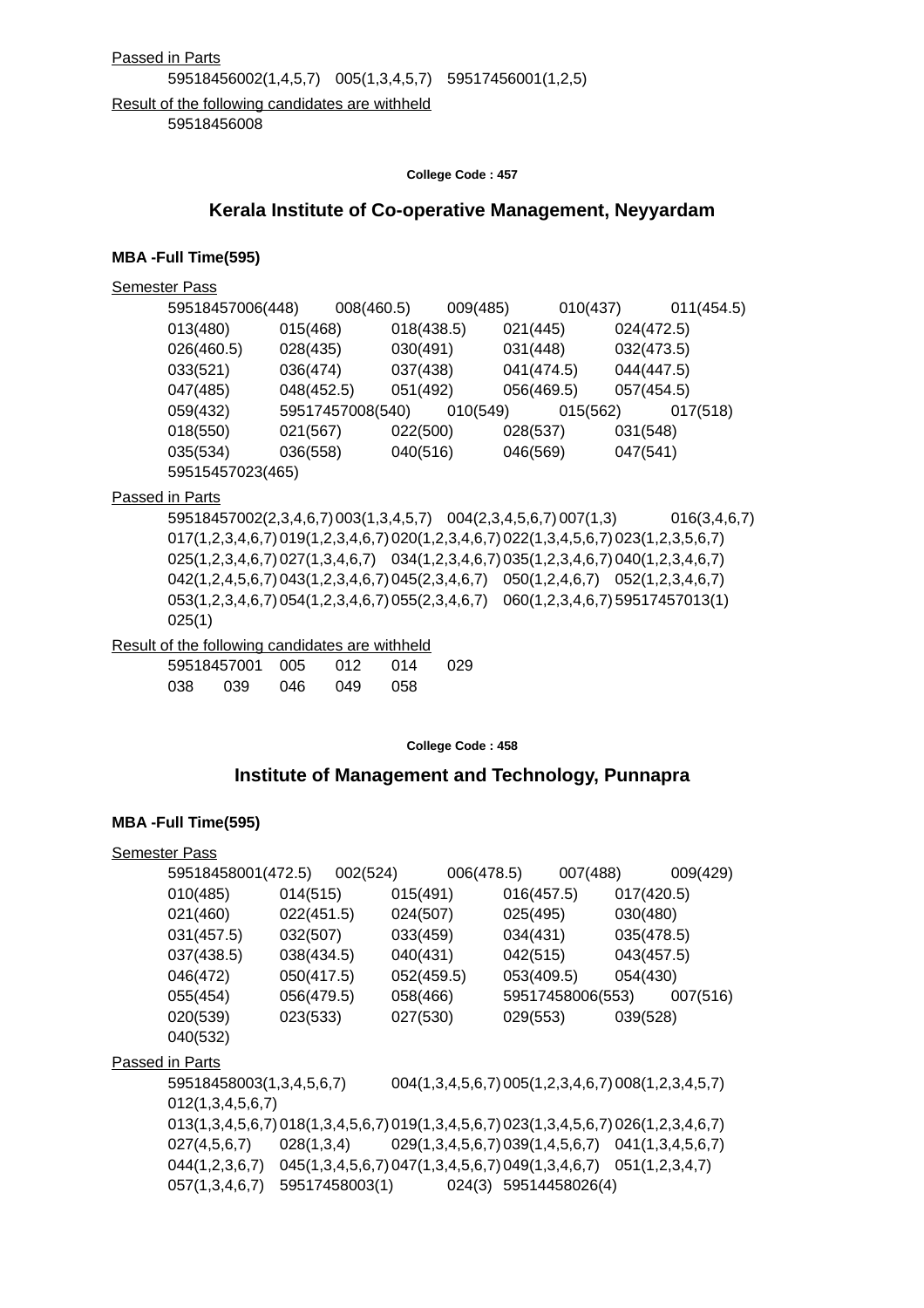Passed in Parts

59518456002(1,4,5,7) 005(1,3,4,5,7) 59517456001(1,2,5)

Result of the following candidates are withheld

59518456008

**College Code : 457**

## Kerala Institute of Co-operative Management, Neyyardam

**MBA -Full Time(595)**

Semester Pass

59518457006(448) 008(460.5) 009(485) 010(437) 011(454.5)
013(480) 015(468) 018(438.5) 021(445) 024(472.5)
026(460.5) 028(435) 030(491) 031(448) 032(473.5)
033(521) 036(474) 037(438) 041(474.5) 044(447.5)
047(485) 048(452.5) 051(492) 056(469.5) 057(454.5)
059(432) 59517457008(540) 010(549) 015(562) 017(518)
018(550) 021(567) 022(500) 028(537) 031(548)
035(534) 036(558) 040(516) 046(569) 047(541)
59515457023(465)

Passed in Parts

59518457002(2,3,4,6,7) 003(1,3,4,5,7) 004(2,3,4,5,6,7) 007(1,3) 016(3,4,6,7)
017(1,2,3,4,6,7) 019(1,2,3,4,6,7) 020(1,2,3,4,6,7) 022(1,3,4,5,6,7) 023(1,2,3,5,6,7)
025(1,2,3,4,6,7) 027(1,3,4,6,7) 034(1,2,3,4,6,7) 035(1,2,3,4,6,7) 040(1,2,3,4,6,7)
042(1,2,4,5,6,7) 043(1,2,3,4,6,7) 045(2,3,4,6,7) 050(1,2,4,6,7) 052(1,2,3,4,6,7)
053(1,2,3,4,6,7) 054(1,2,3,4,6,7) 055(2,3,4,6,7) 060(1,2,3,4,6,7) 59517457013(1)
025(1)

Result of the following candidates are withheld

59518457001 005 012 014 029
038 039 046 049 058

**College Code : 458**

## Institute of Management and Technology, Punnapra

**MBA -Full Time(595)**

Semester Pass

59518458001(472.5) 002(524) 006(478.5) 007(488) 009(429)
010(485) 014(515) 015(491) 016(457.5) 017(420.5)
021(460) 022(451.5) 024(507) 025(495) 030(480)
031(457.5) 032(507) 033(459) 034(431) 035(478.5)
037(438.5) 038(434.5) 040(431) 042(515) 043(457.5)
046(472) 050(417.5) 052(459.5) 053(409.5) 054(430)
055(454) 056(479.5) 058(466) 59517458006(553) 007(516)
020(539) 023(533) 027(530) 029(553) 039(528)
040(532)

Passed in Parts

59518458003(1,3,4,5,6,7) 004(1,3,4,5,6,7) 005(1,2,3,4,6,7) 008(1,2,3,4,5,7)
012(1,3,4,5,6,7)
013(1,3,4,5,6,7) 018(1,3,4,5,6,7) 019(1,3,4,5,6,7) 023(1,3,4,5,6,7) 026(1,2,3,4,6,7)
027(4,5,6,7) 028(1,3,4) 029(1,3,4,5,6,7) 039(1,4,5,6,7) 041(1,3,4,5,6,7)
044(1,2,3,6,7) 045(1,3,4,5,6,7) 047(1,3,4,5,6,7) 049(1,3,4,6,7) 051(1,2,3,4,7)
057(1,3,4,6,7) 59517458003(1) 024(3) 59514458026(4)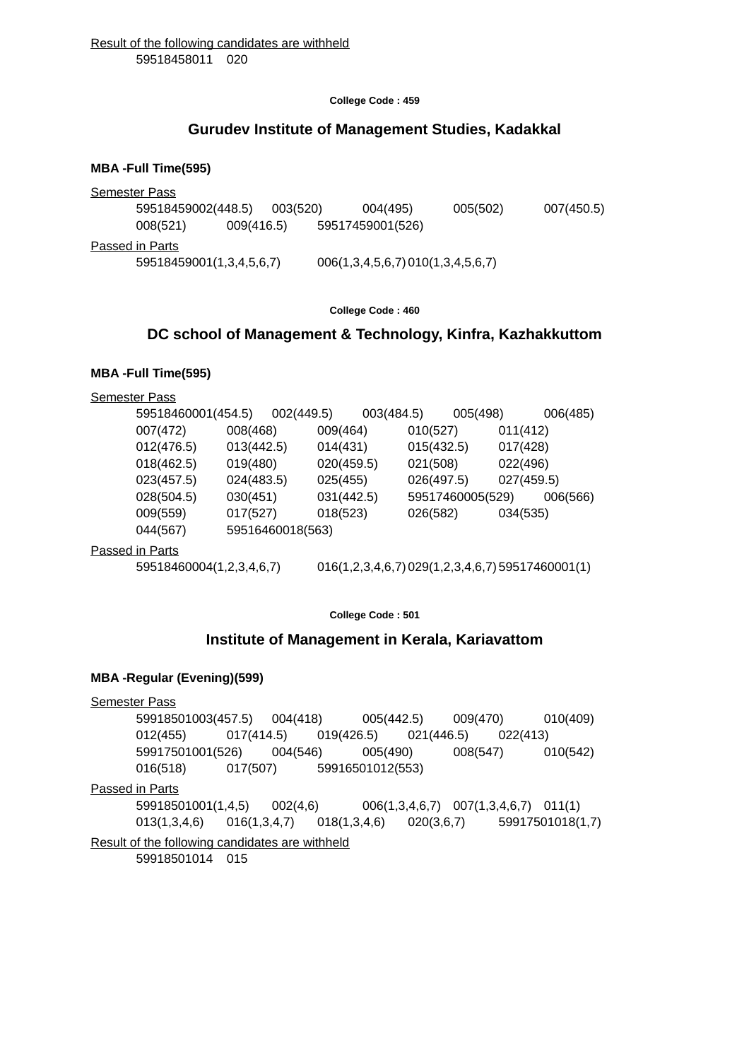Result of the following candidates are withheld

59518458011 020

College Code : 459

## Gurudev Institute of Management Studies, Kadakkal

**MBA -Full Time(595)**

Semester Pass

59518459002(448.5) 003(520) 004(495) 005(502) 007(450.5)
008(521) 009(416.5) 59517459001(526)

Passed in Parts

59518459001(1,3,4,5,6,7) 006(1,3,4,5,6,7) 010(1,3,4,5,6,7)

College Code : 460

## DC school of Management & Technology, Kinfra, Kazhakkuttom

**MBA -Full Time(595)**

Semester Pass

59518460001(454.5) 002(449.5) 003(484.5) 005(498) 006(485)
007(472) 008(468) 009(464) 010(527) 011(412)
012(476.5) 013(442.5) 014(431) 015(432.5) 017(428)
018(462.5) 019(480) 020(459.5) 021(508) 022(496)
023(457.5) 024(483.5) 025(455) 026(497.5) 027(459.5)
028(504.5) 030(451) 031(442.5) 59517460005(529) 006(566)
009(559) 017(527) 018(523) 026(582) 034(535)
044(567) 59516460018(563)

Passed in Parts

59518460004(1,2,3,4,6,7) 016(1,2,3,4,6,7) 029(1,2,3,4,6,7) 59517460001(1)

College Code : 501

## Institute of Management in Kerala, Kariavattom

**MBA -Regular (Evening)(599)**

Semester Pass

59918501003(457.5) 004(418) 005(442.5) 009(470) 010(409)
012(455) 017(414.5) 019(426.5) 021(446.5) 022(413)
59917501001(526) 004(546) 005(490) 008(547) 010(542)
016(518) 017(507) 59916501012(553)

Passed in Parts

59918501001(1,4,5) 002(4,6) 006(1,3,4,6,7) 007(1,3,4,6,7) 011(1)
013(1,3,4,6) 016(1,3,4,7) 018(1,3,4,6) 020(3,6,7) 59917501018(1,7)

Result of the following candidates are withheld

59918501014 015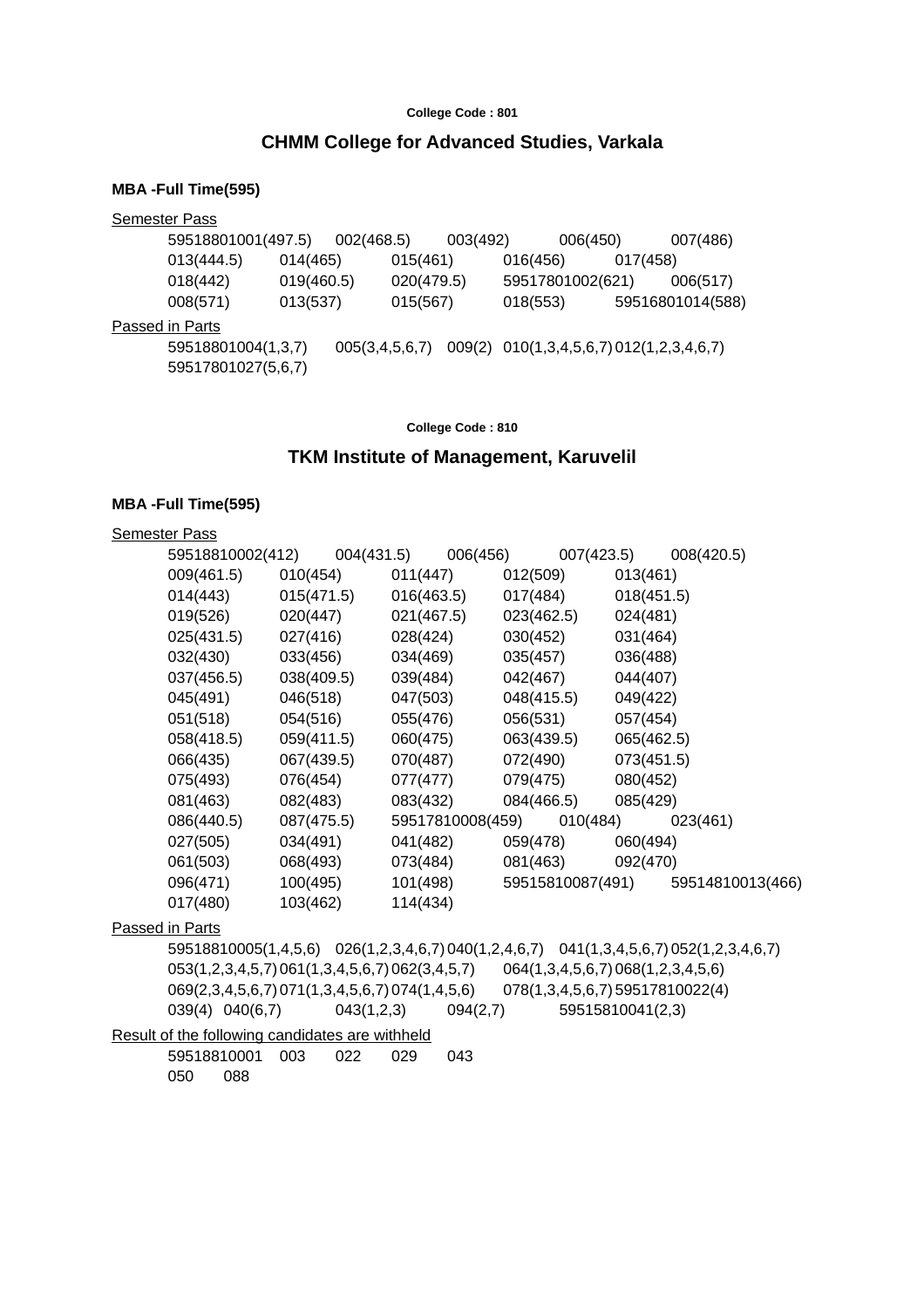College Code : 801

## CHMM College for Advanced Studies, Varkala

**MBA -Full Time(595)**

Semester Pass

59518801001(497.5) 002(468.5) 003(492) 006(450) 007(486)
013(444.5) 014(465) 015(461) 016(456) 017(458)
018(442) 019(460.5) 020(479.5) 59517801002(621) 006(517)
008(571) 013(537) 015(567) 018(553) 59516801014(588)

Passed in Parts

59518801004(1,3,7) 005(3,4,5,6,7) 009(2) 010(1,3,4,5,6,7) 012(1,2,3,4,6,7)
59517801027(5,6,7)

College Code : 810

## TKM Institute of Management, Karuvelil

**MBA -Full Time(595)**

Semester Pass

59518810002(412) 004(431.5) 006(456) 007(423.5) 008(420.5)
009(461.5) 010(454) 011(447) 012(509) 013(461)
014(443) 015(471.5) 016(463.5) 017(484) 018(451.5)
019(526) 020(447) 021(467.5) 023(462.5) 024(481)
025(431.5) 027(416) 028(424) 030(452) 031(464)
032(430) 033(456) 034(469) 035(457) 036(488)
037(456.5) 038(409.5) 039(484) 042(467) 044(407)
045(491) 046(518) 047(503) 048(415.5) 049(422)
051(518) 054(516) 055(476) 056(531) 057(454)
058(418.5) 059(411.5) 060(475) 063(439.5) 065(462.5)
066(435) 067(439.5) 070(487) 072(490) 073(451.5)
075(493) 076(454) 077(477) 079(475) 080(452)
081(463) 082(483) 083(432) 084(466.5) 085(429)
086(440.5) 087(475.5) 59517810008(459) 010(484) 023(461)
027(505) 034(491) 041(482) 059(478) 060(494)
061(503) 068(493) 073(484) 081(463) 092(470)
096(471) 100(495) 101(498) 59515810087(491) 59514810013(466)
017(480) 103(462) 114(434)

Passed in Parts

59518810005(1,4,5,6) 026(1,2,3,4,6,7) 040(1,2,4,6,7) 041(1,3,4,5,6,7) 052(1,2,3,4,6,7)
053(1,2,3,4,5,7) 061(1,3,4,5,6,7) 062(3,4,5,7) 064(1,3,4,5,6,7) 068(1,2,3,4,5,6)
069(2,3,4,5,6,7) 071(1,3,4,5,6,7) 074(1,4,5,6) 078(1,3,4,5,6,7) 59517810022(4)
039(4) 040(6,7) 043(1,2,3) 094(2,7) 59515810041(2,3)

Result of the following candidates are withheld

59518810001 003 022 029 043
050 088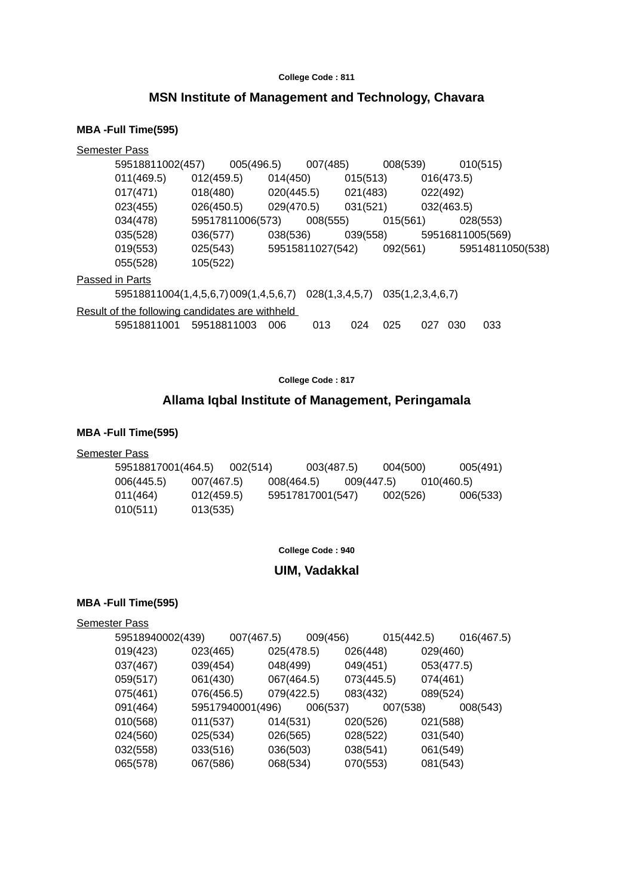College Code : 811

## MSN Institute of Management and Technology, Chavara

**MBA -Full Time(595)**

Semester Pass

59518811002(457) 005(496.5) 007(485) 008(539) 010(515)
011(469.5) 012(459.5) 014(450) 015(513) 016(473.5)
017(471) 018(480) 020(445.5) 021(483) 022(492)
023(455) 026(450.5) 029(470.5) 031(521) 032(463.5)
034(478) 59517811006(573) 008(555) 015(561) 028(553)
035(528) 036(577) 038(536) 039(558) 59516811005(569)
019(553) 025(543) 59515811027(542) 092(561) 59514811050(538)
055(528) 105(522)

Passed in Parts

59518811004(1,4,5,6,7) 009(1,4,5,6,7) 028(1,3,4,5,7) 035(1,2,3,4,6,7)

Result of the following candidates are withheld

59518811001 59518811003 006 013 024 025 027 030 033

College Code : 817

## Allama Iqbal Institute of Management, Peringamala

**MBA -Full Time(595)**

Semester Pass

59518817001(464.5) 002(514) 003(487.5) 004(500) 005(491)
006(445.5) 007(467.5) 008(464.5) 009(447.5) 010(460.5)
011(464) 012(459.5) 59517817001(547) 002(526) 006(533)
010(511) 013(535)

College Code : 940

## UIM, Vadakkal

**MBA -Full Time(595)**

Semester Pass

59518940002(439) 007(467.5) 009(456) 015(442.5) 016(467.5)
019(423) 023(465) 025(478.5) 026(448) 029(460)
037(467) 039(454) 048(499) 049(451) 053(477.5)
059(517) 061(430) 067(464.5) 073(445.5) 074(461)
075(461) 076(456.5) 079(422.5) 083(432) 089(524)
091(464) 59517940001(496) 006(537) 007(538) 008(543)
010(568) 011(537) 014(531) 020(526) 021(588)
024(560) 025(534) 026(565) 028(522) 031(540)
032(558) 033(516) 036(503) 038(541) 061(549)
065(578) 067(586) 068(534) 070(553) 081(543)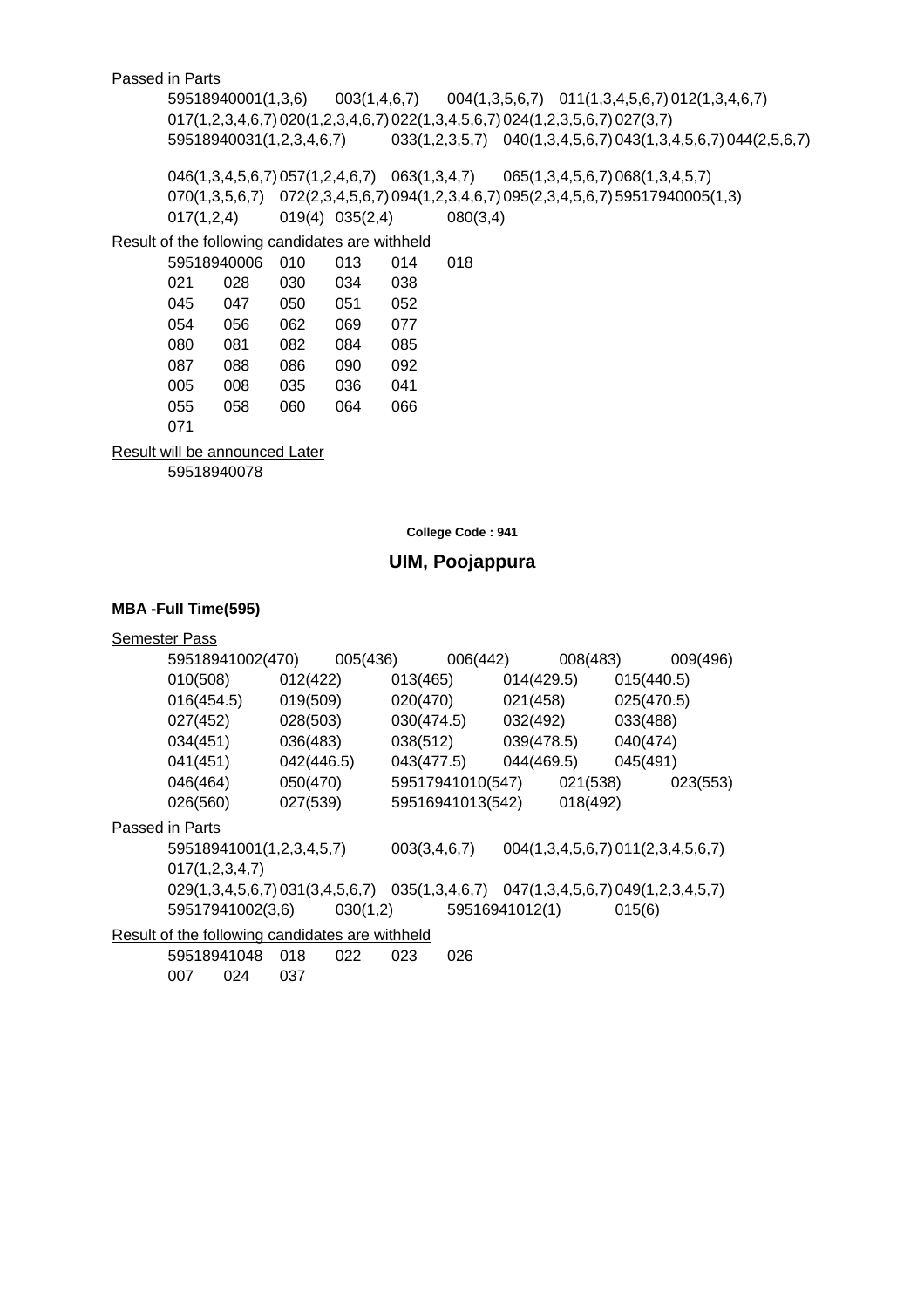Passed in Parts

59518940001(1,3,6) 003(1,4,6,7) 004(1,3,5,6,7) 011(1,3,4,5,6,7) 012(1,3,4,6,7)
017(1,2,3,4,6,7) 020(1,2,3,4,6,7) 022(1,3,4,5,6,7) 024(1,2,3,5,6,7) 027(3,7)
59518940031(1,2,3,4,6,7) 033(1,2,3,5,7) 040(1,3,4,5,6,7) 043(1,3,4,5,6,7) 044(2,5,6,7)

046(1,3,4,5,6,7) 057(1,2,4,6,7) 063(1,3,4,7) 065(1,3,4,5,6,7) 068(1,3,4,5,7)
070(1,3,5,6,7) 072(2,3,4,5,6,7) 094(1,2,3,4,6,7) 095(2,3,4,5,6,7) 59517940005(1,3)
017(1,2,4) 019(4) 035(2,4) 080(3,4)

Result of the following candidates are withheld

59518940006 010 013 014 018
021 028 030 034 038
045 047 050 051 052
054 056 062 069 077
080 081 082 084 085
087 088 086 090 092
005 008 035 036 041
055 058 060 064 066
071

Result will be announced Later

59518940078

**College Code : 941**

## UIM, Poojappura

### MBA -Full Time(595)

Semester Pass

59518941002(470) 005(436) 006(442) 008(483) 009(496)
010(508) 012(422) 013(465) 014(429.5) 015(440.5)
016(454.5) 019(509) 020(470) 021(458) 025(470.5)
027(452) 028(503) 030(474.5) 032(492) 033(488)
034(451) 036(483) 038(512) 039(478.5) 040(474)
041(451) 042(446.5) 043(477.5) 044(469.5) 045(491)
046(464) 050(470) 59517941010(547) 021(538) 023(553)
026(560) 027(539) 59516941013(542) 018(492)

Passed in Parts

59518941001(1,2,3,4,5,7) 003(3,4,6,7) 004(1,3,4,5,6,7) 011(2,3,4,5,6,7)
017(1,2,3,4,7)
029(1,3,4,5,6,7) 031(3,4,5,6,7) 035(1,3,4,6,7) 047(1,3,4,5,6,7) 049(1,2,3,4,5,7)
59517941002(3,6) 030(1,2) 59516941012(1) 015(6)

Result of the following candidates are withheld

59518941048 018 022 023 026
007 024 037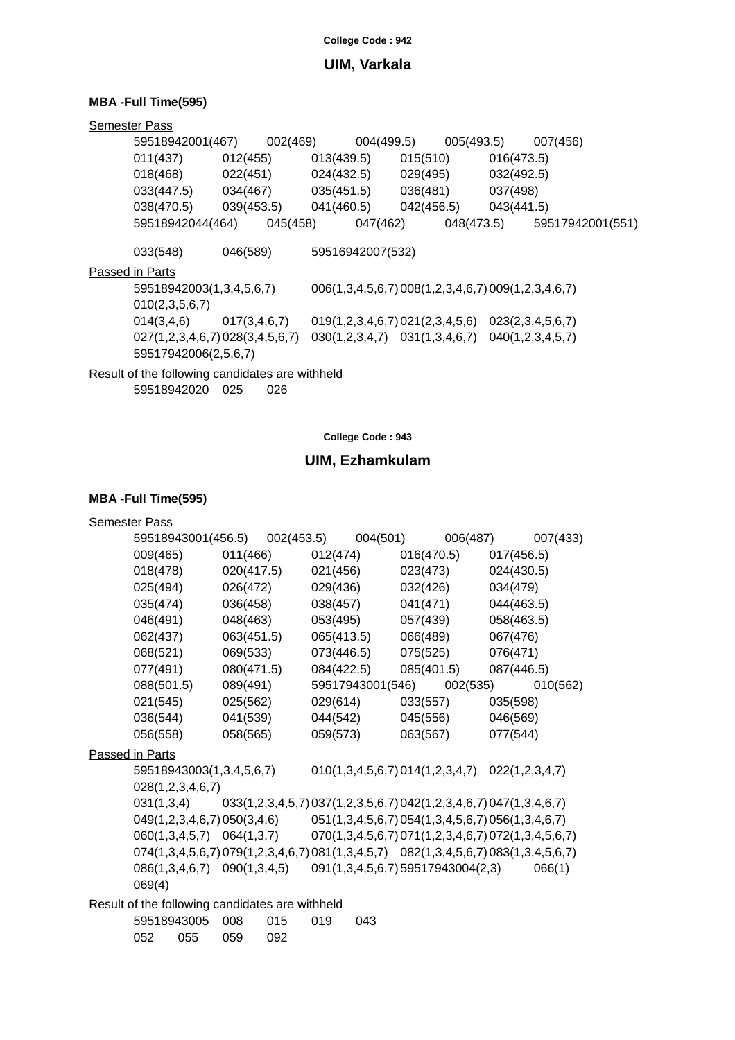**College Code : 942**

## UIM, Varkala

### MBA -Full Time(595)

Semester Pass

59518942001(467) 002(469) 004(499.5) 005(493.5) 007(456)
011(437) 012(455) 013(439.5) 015(510) 016(473.5)
018(468) 022(451) 024(432.5) 029(495) 032(492.5)
033(447.5) 034(467) 035(451.5) 036(481) 037(498)
038(470.5) 039(453.5) 041(460.5) 042(456.5) 043(441.5)
59518942044(464) 045(458) 047(462) 048(473.5) 59517942001(551)

033(548) 046(589) 59516942007(532)

Passed in Parts

59518942003(1,3,4,5,6,7) 006(1,3,4,5,6,7) 008(1,2,3,4,6,7) 009(1,2,3,4,6,7)
010(2,3,5,6,7)
014(3,4,6) 017(3,4,6,7) 019(1,2,3,4,6,7) 021(2,3,4,5,6) 023(2,3,4,5,6,7)
027(1,2,3,4,6,7) 028(3,4,5,6,7) 030(1,2,3,4,7) 031(1,3,4,6,7) 040(1,2,3,4,5,7)
59517942006(2,5,6,7)

Result of the following candidates are withheld

59518942020 025 026

**College Code : 943**

## UIM, Ezhamkulam

### MBA -Full Time(595)

Semester Pass

59518943001(456.5) 002(453.5) 004(501) 006(487) 007(433)
009(465) 011(466) 012(474) 016(470.5) 017(456.5)
018(478) 020(417.5) 021(456) 023(473) 024(430.5)
025(494) 026(472) 029(436) 032(426) 034(479)
035(474) 036(458) 038(457) 041(471) 044(463.5)
046(491) 048(463) 053(495) 057(439) 058(463.5)
062(437) 063(451.5) 065(413.5) 066(489) 067(476)
068(521) 069(533) 073(446.5) 075(525) 076(471)
077(491) 080(471.5) 084(422.5) 085(401.5) 087(446.5)
088(501.5) 089(491) 59517943001(546) 002(535) 010(562)
021(545) 025(562) 029(614) 033(557) 035(598)
036(544) 041(539) 044(542) 045(556) 046(569)
056(558) 058(565) 059(573) 063(567) 077(544)

Passed in Parts

59518943003(1,3,4,5,6,7) 010(1,3,4,5,6,7) 014(1,2,3,4,7) 022(1,2,3,4,7)
028(1,2,3,4,6,7)
031(1,3,4) 033(1,2,3,4,5,7) 037(1,2,3,5,6,7) 042(1,2,3,4,6,7) 047(1,3,4,6,7)
049(1,2,3,4,6,7) 050(3,4,6) 051(1,3,4,5,6,7) 054(1,3,4,5,6,7) 056(1,3,4,6,7)
060(1,3,4,5,7) 064(1,3,7) 070(1,3,4,5,6,7) 071(1,2,3,4,6,7) 072(1,3,4,5,6,7)
074(1,3,4,5,6,7) 079(1,2,3,4,6,7) 081(1,3,4,5,7) 082(1,3,4,5,6,7) 083(1,3,4,5,6,7)
086(1,3,4,6,7) 090(1,3,4,5) 091(1,3,4,5,6,7) 59517943004(2,3) 066(1)
069(4)

Result of the following candidates are withheld

59518943005 008 015 019 043
052 055 059 092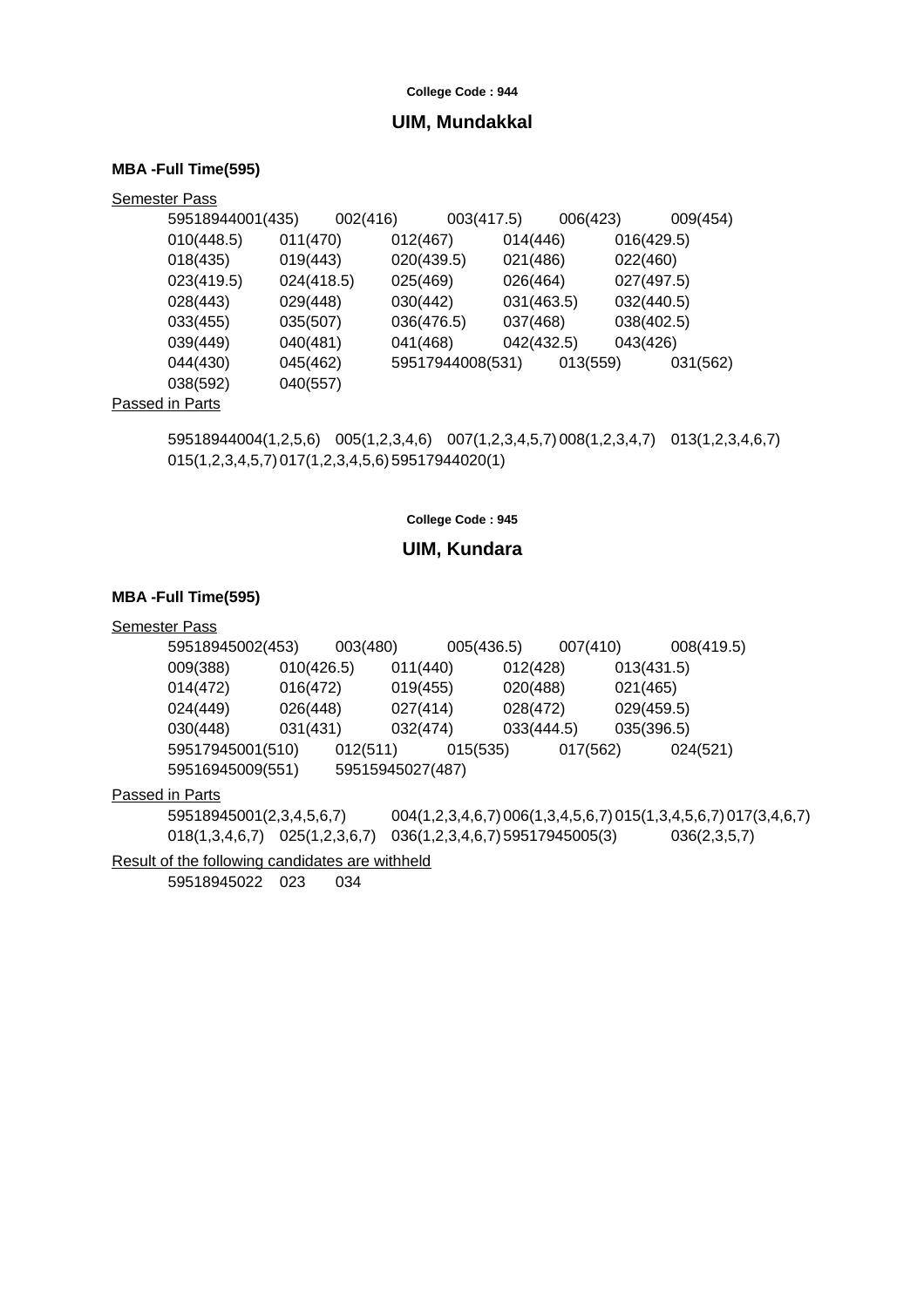College Code : 944

## UIM, Mundakkal

### MBA -Full Time(595)

Semester Pass

59518944001(435) 002(416) 003(417.5) 006(423) 009(454)
010(448.5) 011(470) 012(467) 014(446) 016(429.5)
018(435) 019(443) 020(439.5) 021(486) 022(460)
023(419.5) 024(418.5) 025(469) 026(464) 027(497.5)
028(443) 029(448) 030(442) 031(463.5) 032(440.5)
033(455) 035(507) 036(476.5) 037(468) 038(402.5)
039(449) 040(481) 041(468) 042(432.5) 043(426)
044(430) 045(462) 59517944008(531) 013(559) 031(562)
038(592) 040(557)

Passed in Parts

59518944004(1,2,5,6) 005(1,2,3,4,6) 007(1,2,3,4,5,7) 008(1,2,3,4,7) 013(1,2,3,4,6,7)
015(1,2,3,4,5,7) 017(1,2,3,4,5,6) 59517944020(1)

College Code : 945

## UIM, Kundara

### MBA -Full Time(595)

Semester Pass

59518945002(453) 003(480) 005(436.5) 007(410) 008(419.5)
009(388) 010(426.5) 011(440) 012(428) 013(431.5)
014(472) 016(472) 019(455) 020(488) 021(465)
024(449) 026(448) 027(414) 028(472) 029(459.5)
030(448) 031(431) 032(474) 033(444.5) 035(396.5)
59517945001(510) 012(511) 015(535) 017(562) 024(521)
59516945009(551) 59515945027(487)

Passed in Parts

59518945001(2,3,4,5,6,7) 004(1,2,3,4,6,7) 006(1,3,4,5,6,7) 015(1,3,4,5,6,7) 017(3,4,6,7)
018(1,3,4,6,7) 025(1,2,3,6,7) 036(1,2,3,4,6,7) 59517945005(3) 036(2,3,5,7)

Result of the following candidates are withheld

59518945022 023 034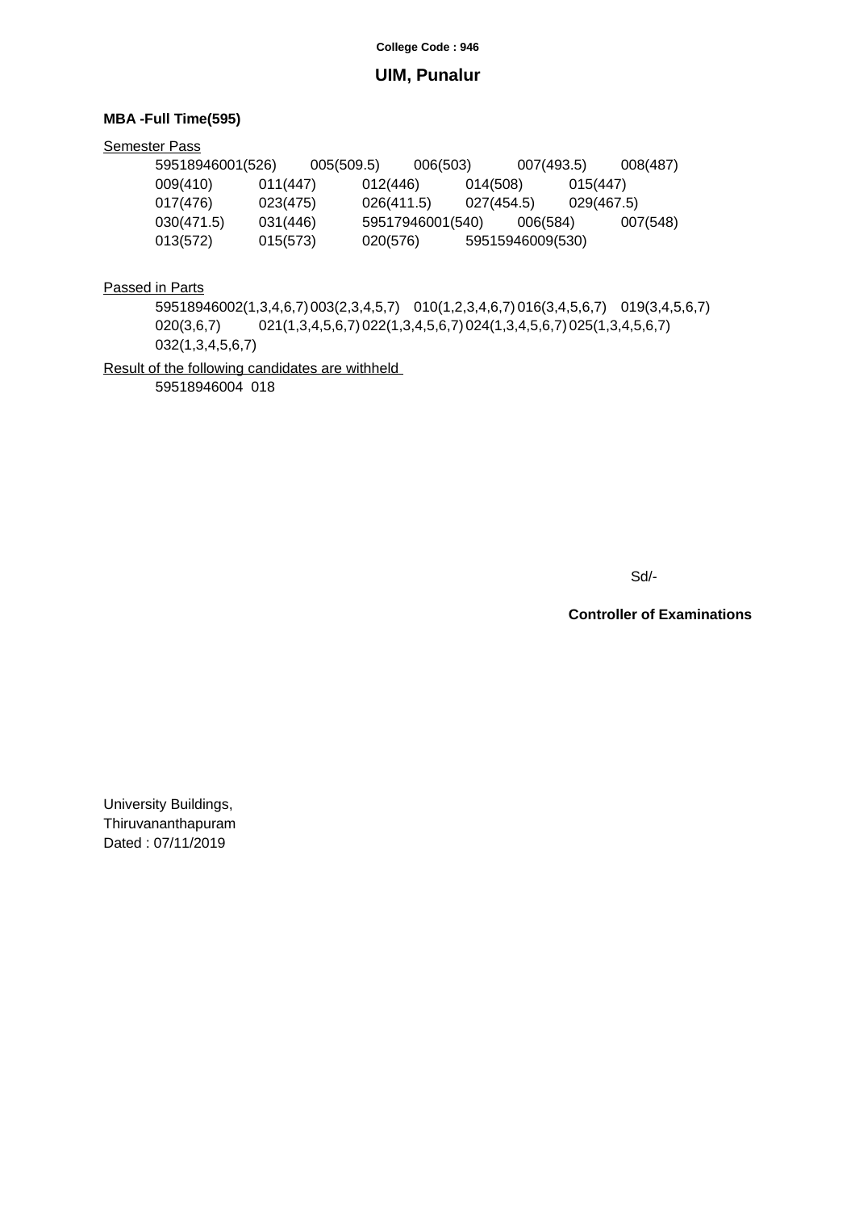College Code : 946

## UIM, Punalur

**MBA -Full Time(595)**

Semester Pass

59518946001(526) 005(509.5) 006(503) 007(493.5) 008(487)
009(410) 011(447) 012(446) 014(508) 015(447)
017(476) 023(475) 026(411.5) 027(454.5) 029(467.5)
030(471.5) 031(446) 59517946001(540) 006(584) 007(548)
013(572) 015(573) 020(576) 59515946009(530)

Passed in Parts

59518946002(1,3,4,6,7) 003(2,3,4,5,7) 010(1,2,3,4,6,7) 016(3,4,5,6,7) 019(3,4,5,6,7)
020(3,6,7) 021(1,3,4,5,6,7) 022(1,3,4,5,6,7) 024(1,3,4,5,6,7) 025(1,3,4,5,6,7)
032(1,3,4,5,6,7)

Result of the following candidates are withheld

59518946004 018

Sd/-

**Controller of Examinations**

University Buildings,
Thiruvananthapuram
Dated : 07/11/2019